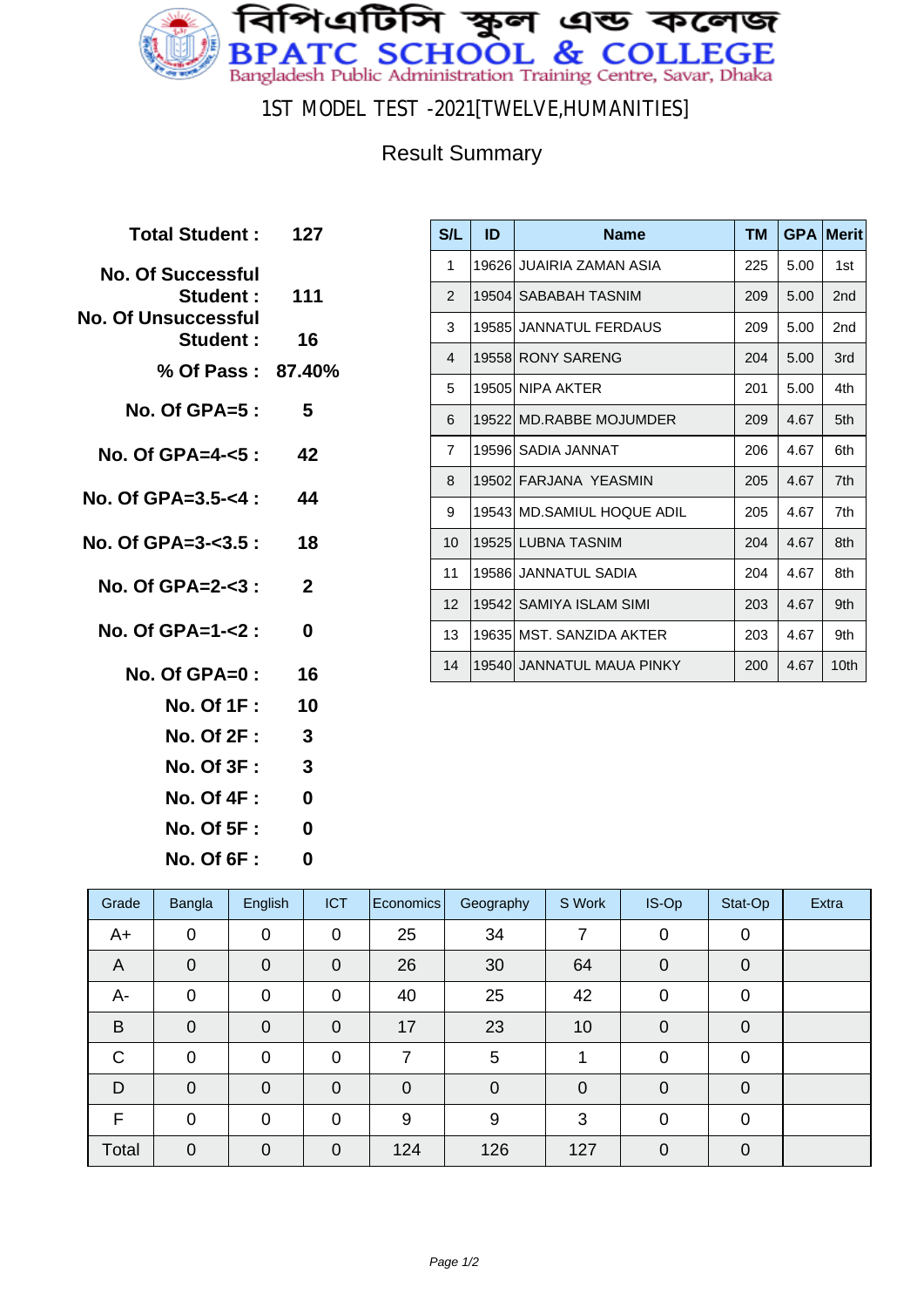# বিপিএটিসি স্কুল এন্ড কলেজ
# BPATC SCHOOL & COLLEGE
Bangladesh Public Administration Training Centre, Savar, Dhaka

## 1ST MODEL TEST -2021[TWELVE,HUMANITIES]

### Result Summary

| | |
|---|---|
| **Total Student :** | **127** |
| **No. Of Successful Student :** | **111** |
| **No. Of Unsuccessful Student :** | **16** |
| **% Of Pass :** | **87.40%** |
| **No. Of GPA=5 :** | **5** |
| **No. Of GPA=4-<5 :** | **42** |
| **No. Of GPA=3.5-<4 :** | **44** |
| **No. Of GPA=3-<3.5 :** | **18** |
| **No. Of GPA=2-<3 :** | **2** |
| **No. Of GPA=1-<2 :** | **0** |
| **No. Of GPA=0 :** | **16** |
| **No. Of 1F :** | **10** |
| **No. Of 2F :** | **3** |
| **No. Of 3F :** | **3** |
| **No. Of 4F :** | **0** |
| **No. Of 5F :** | **0** |
| **No. Of 6F :** | **0** |

| S/L | ID | Name | TM | GPA | Merit |
|---|---|---|---|---|---|
| 1 | 19626 | JUAIRIA ZAMAN ASIA | 225 | 5.00 | 1st |
| 2 | 19504 | SABABAH TASNIM | 209 | 5.00 | 2nd |
| 3 | 19585 | JANNATUL FERDAUS | 209 | 5.00 | 2nd |
| 4 | 19558 | RONY SARENG | 204 | 5.00 | 3rd |
| 5 | 19505 | NIPA AKTER | 201 | 5.00 | 4th |
| 6 | 19522 | MD.RABBE MOJUMDER | 209 | 4.67 | 5th |
| 7 | 19596 | SADIA JANNAT | 206 | 4.67 | 6th |
| 8 | 19502 | FARJANA YEASMIN | 205 | 4.67 | 7th |
| 9 | 19543 | MD.SAMIUL HOQUE ADIL | 205 | 4.67 | 7th |
| 10 | 19525 | LUBNA TASNIM | 204 | 4.67 | 8th |
| 11 | 19586 | JANNATUL SADIA | 204 | 4.67 | 8th |
| 12 | 19542 | SAMIYA ISLAM SIMI | 203 | 4.67 | 9th |
| 13 | 19635 | MST. SANZIDA AKTER | 203 | 4.67 | 9th |
| 14 | 19540 | JANNATUL MAUA PINKY | 200 | 4.67 | 10th |

| Grade | Bangla | English | ICT | Economics | Geography | S Work | IS-Op | Stat-Op | Extra |
|---|---|---|---|---|---|---|---|---|---|
| A+ | 0 | 0 | 0 | 25 | 34 | 7 | 0 | 0 | |
| A | 0 | 0 | 0 | 26 | 30 | 64 | 0 | 0 | |
| A- | 0 | 0 | 0 | 40 | 25 | 42 | 0 | 0 | |
| B | 0 | 0 | 0 | 17 | 23 | 10 | 0 | 0 | |
| C | 0 | 0 | 0 | 7 | 5 | 1 | 0 | 0 | |
| D | 0 | 0 | 0 | 0 | 0 | 0 | 0 | 0 | |
| F | 0 | 0 | 0 | 9 | 9 | 3 | 0 | 0 | |
| Total | 0 | 0 | 0 | 124 | 126 | 127 | 0 | 0 | |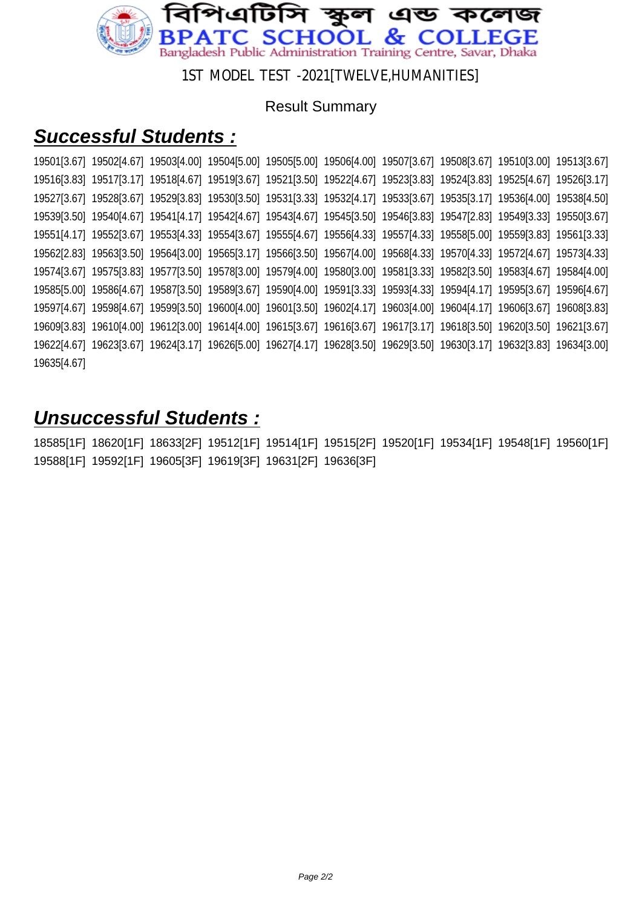বিপিএটিসি স্কুল এন্ড কলেজ

BPATC SCHOOL & COLLEGE

Bangladesh Public Administration Training Centre, Savar, Dhaka

1ST MODEL TEST -2021[TWELVE,HUMANITIES]

Result Summary

## ***Successful Students :***

19501[3.67] 19502[4.67] 19503[4.00] 19504[5.00] 19505[5.00] 19506[4.00] 19507[3.67] 19508[3.67] 19510[3.00] 19513[3.67] 19516[3.83] 19517[3.17] 19518[4.67] 19519[3.67] 19521[3.50] 19522[4.67] 19523[3.83] 19524[3.83] 19525[4.67] 19526[3.17] 19527[3.67] 19528[3.67] 19529[3.83] 19530[3.50] 19531[3.33] 19532[4.17] 19533[3.67] 19535[3.17] 19536[4.00] 19538[4.50] 19539[3.50] 19540[4.67] 19541[4.17] 19542[4.67] 19543[4.67] 19545[3.50] 19546[3.83] 19547[2.83] 19549[3.33] 19550[3.67] 19551[4.17] 19552[3.67] 19553[4.33] 19554[3.67] 19555[4.67] 19556[4.33] 19557[4.33] 19558[5.00] 19559[3.83] 19561[3.33] 19562[2.83] 19563[3.50] 19564[3.00] 19565[3.17] 19566[3.50] 19567[4.00] 19568[4.33] 19570[4.33] 19572[4.67] 19573[4.33] 19574[3.67] 19575[3.83] 19577[3.50] 19578[3.00] 19579[4.00] 19580[3.00] 19581[3.33] 19582[3.50] 19583[4.67] 19584[4.00] 19585[5.00] 19586[4.67] 19587[3.50] 19589[3.67] 19590[4.00] 19591[3.33] 19593[4.33] 19594[4.17] 19595[3.67] 19596[4.67] 19597[4.67] 19598[4.67] 19599[3.50] 19600[4.00] 19601[3.50] 19602[4.17] 19603[4.00] 19604[4.17] 19606[3.67] 19608[3.83] 19609[3.83] 19610[4.00] 19612[3.00] 19614[4.00] 19615[3.67] 19616[3.67] 19617[3.17] 19618[3.50] 19620[3.50] 19621[3.67] 19622[4.67] 19623[3.67] 19624[3.17] 19626[5.00] 19627[4.17] 19628[3.50] 19629[3.50] 19630[3.17] 19632[3.83] 19634[3.00] 19635[4.67]

## ***Unsuccessful Students :***

18585[1F] 18620[1F] 18633[2F] 19512[1F] 19514[1F] 19515[2F] 19520[1F] 19534[1F] 19548[1F] 19560[1F] 19588[1F] 19592[1F] 19605[3F] 19619[3F] 19631[2F] 19636[3F]